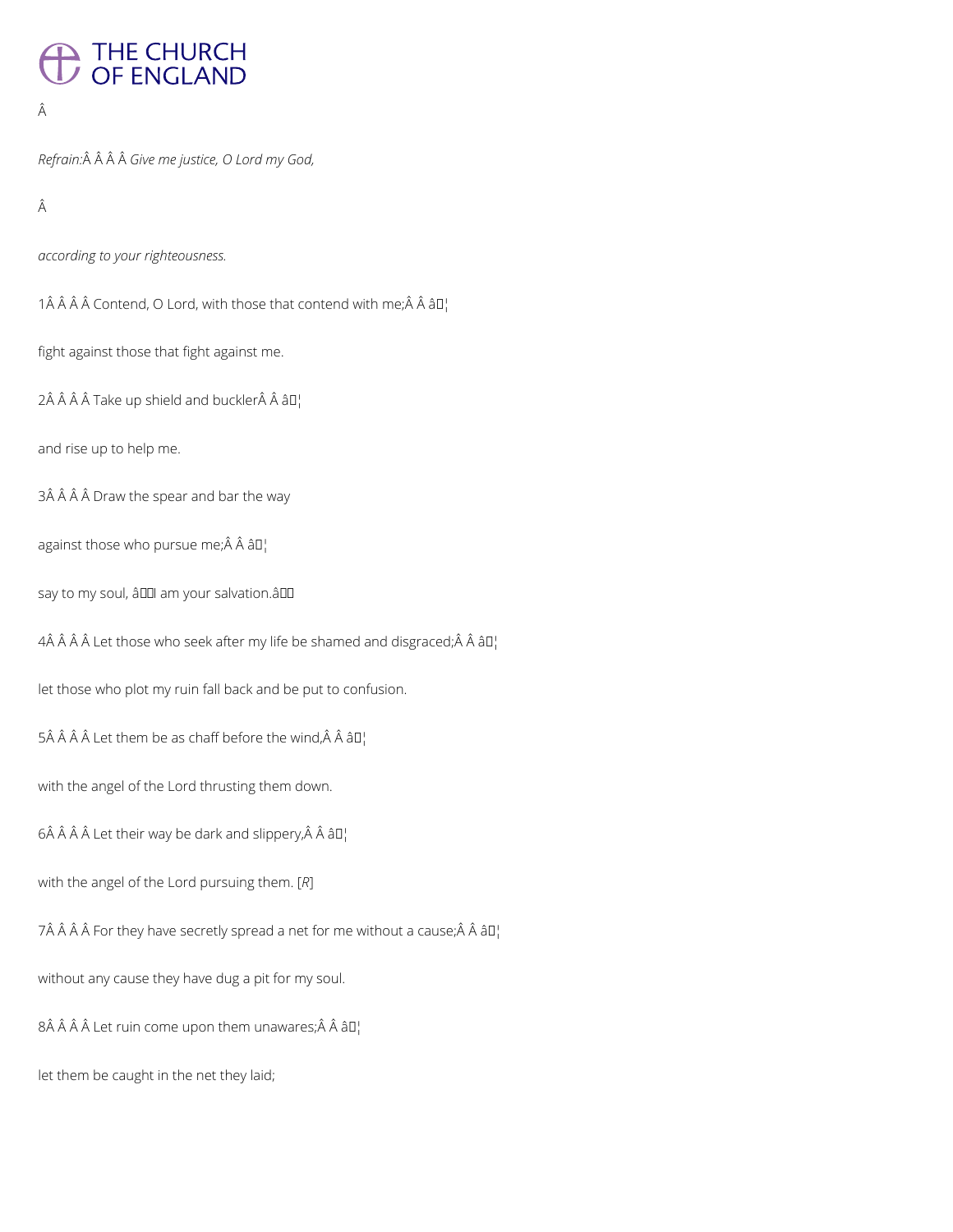Refrain: *Give me justice, O Lord my God,*

*according to your righteousness.*

1 Contend, O Lord, with those that contend with me; ♦

fight against those that fight against me.

2 Take up shield and buckler ♦

and rise up to help me.

3 Draw the spear and bar the way

against those who pursue me; ♦

say to my soul, 'I am your salvation.'

4 Let those who seek after my life be shamed and disgraced; ♦

let those who plot my ruin fall back and be put to confusion.

5 Let them be as chaff before the wind, ♦

with the angel of the Lord thrusting them down.

6 Let their way be dark and slippery, ♦

with the angel of the Lord pursuing them. [*R*]

7 For they have secretly spread a net for me without a cause; ♦

without any cause they have dug a pit for my soul.

8 Let ruin come upon them unawares; ♦

let them be caught in the net they laid;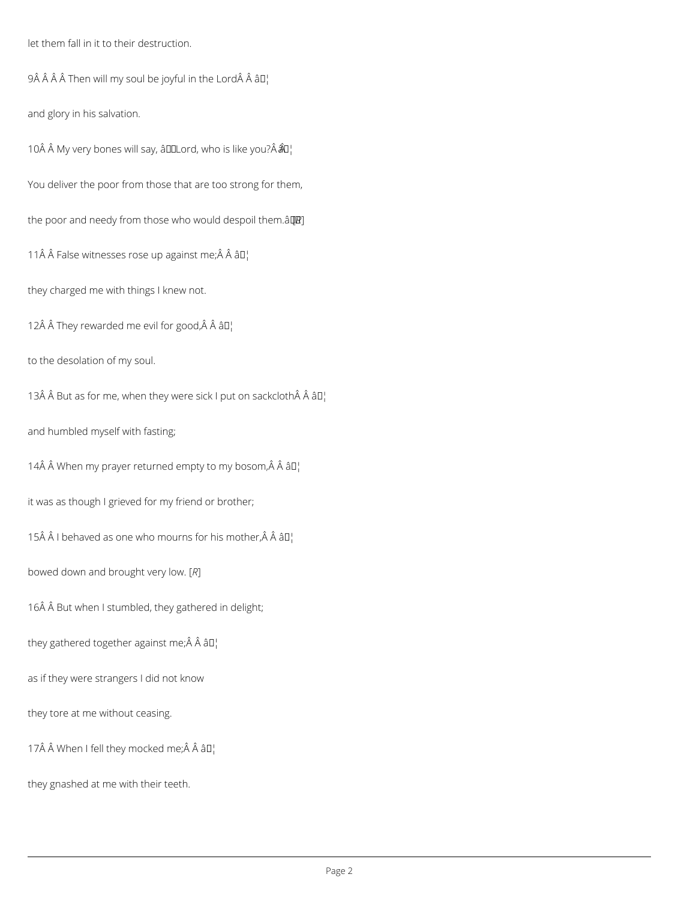let them fall in it to their destruction.

9Â Â Â Â Then will my soul be joyful in the LordÂ Â â¦

and glory in his salvation.

10Â Â My very bones will say, âLord, who is like you?Â Â â¦

You deliver the poor from those that are too strong for them,

the poor and needy from those who would despoil them.â [*R*]

11Â Â False witnesses rose up against me;Â Â â¦

they charged me with things I knew not.

12Â Â They rewarded me evil for good,Â Â â¦

to the desolation of my soul.

13Â Â But as for me, when they were sick I put on sackclothÂ Â â¦

and humbled myself with fasting;

14Â Â When my prayer returned empty to my bosom,Â Â â¦

it was as though I grieved for my friend or brother;

15Â Â I behaved as one who mourns for his mother,Â Â â¦

bowed down and brought very low. [*R*]

16Â Â But when I stumbled, they gathered in delight;

they gathered together against me;Â Â â¦

as if they were strangers I did not know

they tore at me without ceasing.

17Â Â When I fell they mocked me;Â Â â¦

they gnashed at me with their teeth.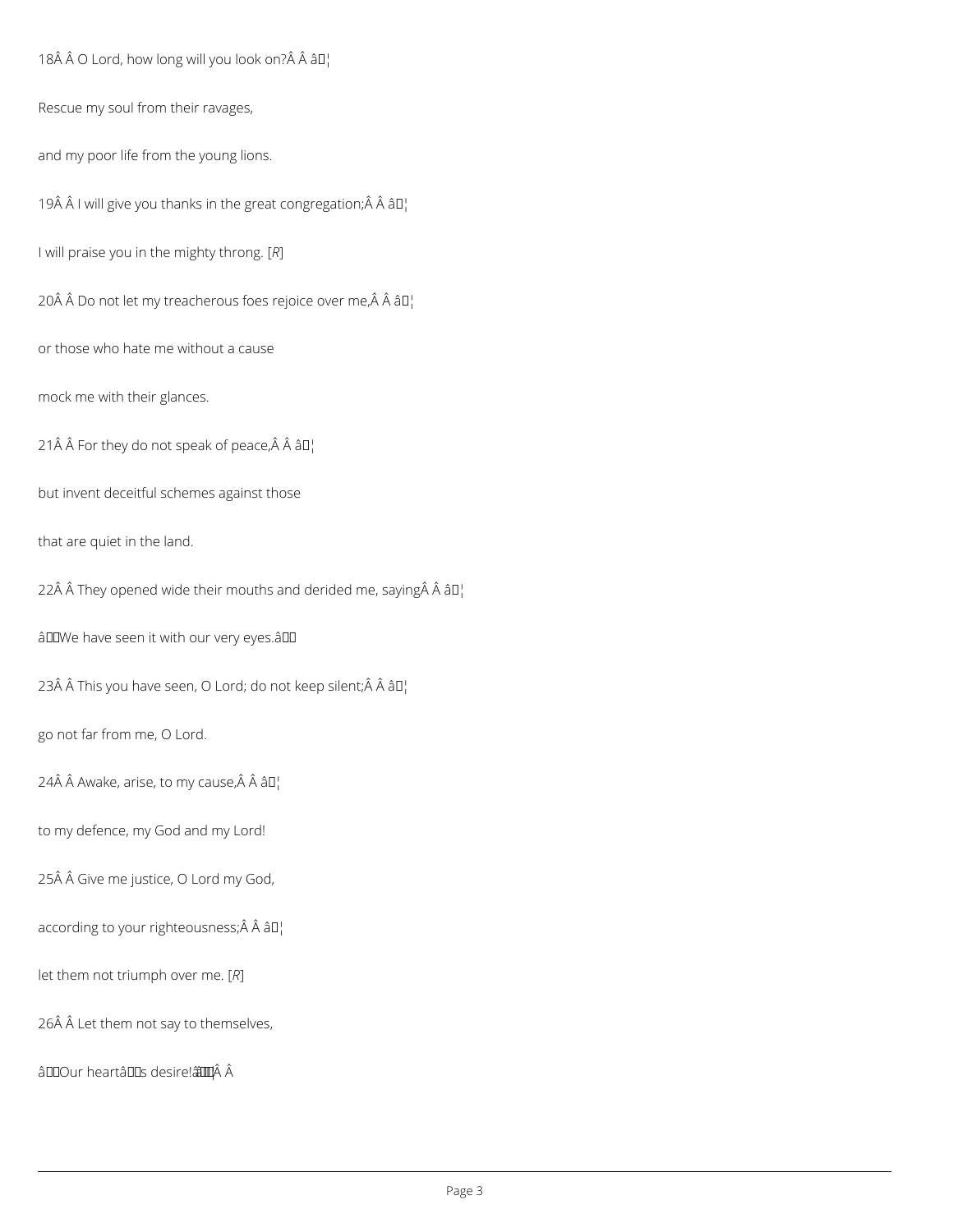18  O Lord, how long will you look on?  ✦

Rescue my soul from their ravages,

and my poor life from the young lions.

19  I will give you thanks in the great congregation;  ✦

I will praise you in the mighty throng. [*R*]

20  Do not let my treacherous foes rejoice over me,  ✦

or those who hate me without a cause

mock me with their glances.

21  For they do not speak of peace,  ✦

but invent deceitful schemes against those

that are quiet in the land.

22  They opened wide their mouths and derided me, saying  ✦

“We have seen it with our very eyes.”

23  This you have seen, O Lord; do not keep silent;  ✦

go not far from me, O Lord.

24  Awake, arise, to my cause,  ✦

to my defence, my God and my Lord!

25  Give me justice, O Lord my God,

according to your righteousness;  ✦

let them not triumph over me. [*R*]

26  Let them not say to themselves,

“Our heart’s desire!” ✦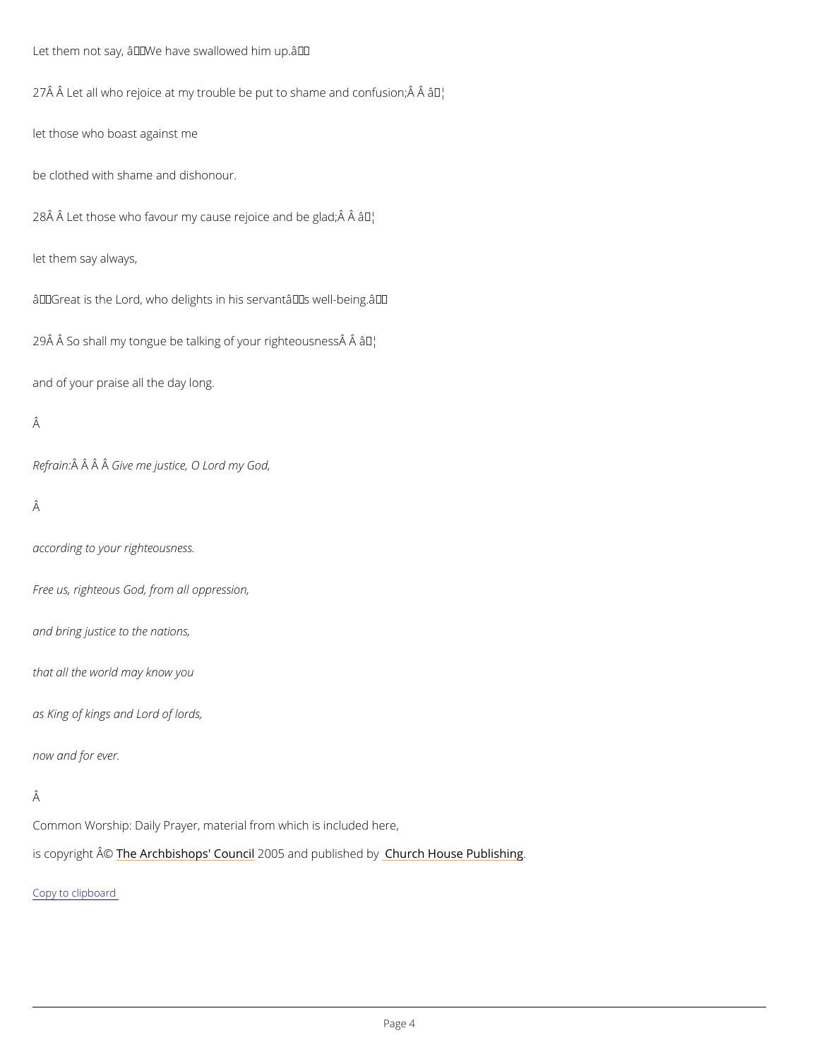Let them not say, âWe have swallowed him up.â

27Â Â Let all who rejoice at my trouble be put to shame and confusion;Â Â â¦

let those who boast against me

be clothed with shame and dishonour.

28Â Â Let those who favour my cause rejoice and be glad;Â Â â¦

let them say always,

âGreat is the Lord, who delights in his servantâs well-being.â

29Â Â So shall my tongue be talking of your righteousnessÂ Â â¦

and of your praise all the day long.

Â

*Refrain:Â Â Â Â Give me justice, O Lord my God,*

Â

*according to your righteousness.*

*Free us, righteous God, from all oppression,*

*and bring justice to the nations,*

*that all the world may know you*

*as King of kings and Lord of lords,*

*now and for ever.*

Â

Common Worship: Daily Prayer, material from which is included here,

is copyright Â© The Archbishops' Council 2005 and published by Church House Publishing.

Copy to clipboard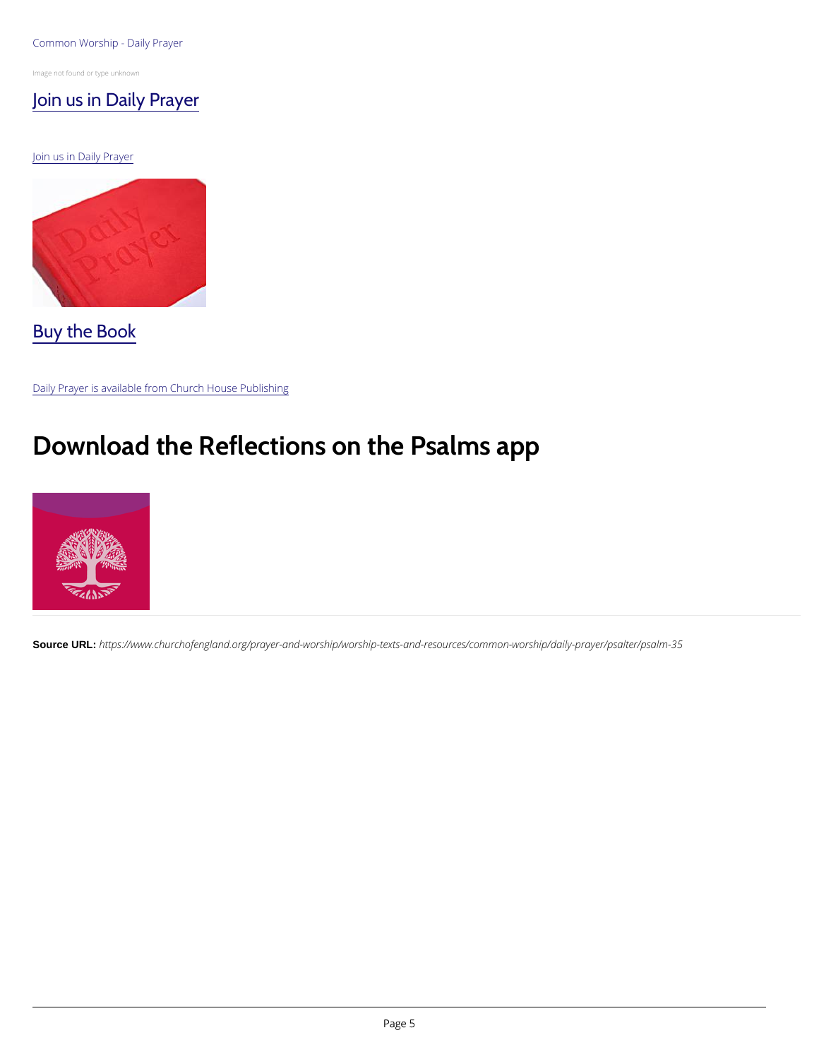Common Worship - Daily Prayer

Image not found or type unknown

## Join us in Daily Prayer

Join us in Daily Prayer

## Buy the Book

Daily Prayer is available from Church House Publishing

# Download the Reflections on the Psalms app

**Source URL:** https://www.churchofengland.org/prayer-and-worship/worship-texts-and-resources/common-worship/daily-prayer/psalter/psalm-35